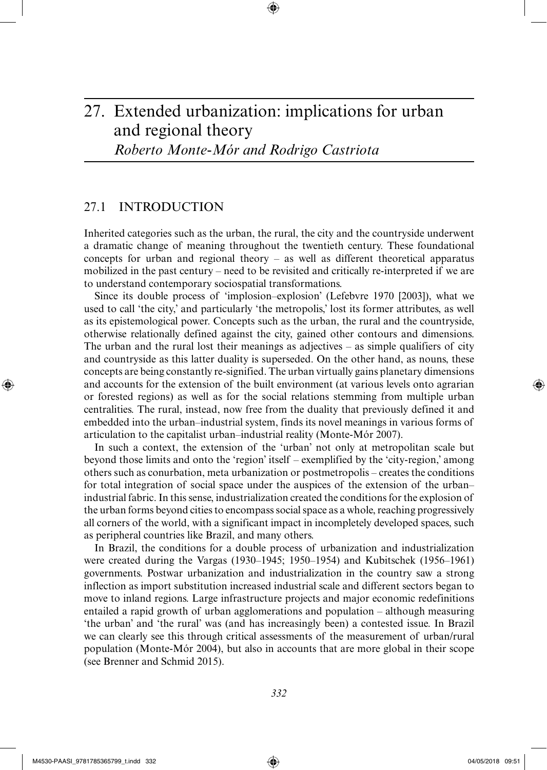# 27. Extended urbanization: implications for urban and regional theory

*Roberto Monte-Mór and Rodrigo Castriota*

## 27.1 INTRODUCTION

Inherited categories such as the urban, the rural, the city and the countryside underwent a dramatic change of meaning throughout the twentieth century. These foundational concepts for urban and regional theory – as well as different theoretical apparatus mobilized in the past century – need to be revisited and critically re-interpreted if we are to understand contemporary sociospatial transformations.

Since its double process of 'implosion–explosion' (Lefebvre 1970 [2003]), what we used to call 'the city,' and particularly 'the metropolis,' lost its former attributes, as well as its epistemological power. Concepts such as the urban, the rural and the countryside, otherwise relationally defined against the city, gained other contours and dimensions. The urban and the rural lost their meanings as adjectives – as simple qualifiers of city and countryside as this latter duality is superseded. On the other hand, as nouns, these concepts are being constantly re-signified. The urban virtually gains planetary dimensions and accounts for the extension of the built environment (at various levels onto agrarian or forested regions) as well as for the social relations stemming from multiple urban centralities. The rural, instead, now free from the duality that previously defined it and embedded into the urban–industrial system, finds its novel meanings in various forms of articulation to the capitalist urban–industrial reality (Monte-Mór 2007).

In such a context, the extension of the 'urban' not only at metropolitan scale but beyond those limits and onto the 'region' itself – exemplified by the 'city-region,' among others such as conurbation, meta urbanization or postmetropolis – creates the conditions for total integration of social space under the auspices of the extension of the urban–industrial fabric. In this sense, industrialization created the conditions for the explosion of the urban forms beyond cities to encompass social space as a whole, reaching progressively all corners of the world, with a significant impact in incompletely developed spaces, such as peripheral countries like Brazil, and many others.

In Brazil, the conditions for a double process of urbanization and industrialization were created during the Vargas (1930–1945; 1950–1954) and Kubitschek (1956–1961) governments. Postwar urbanization and industrialization in the country saw a strong inflection as import substitution increased industrial scale and different sectors began to move to inland regions. Large infrastructure projects and major economic redefinitions entailed a rapid growth of urban agglomerations and population – although measuring 'the urban' and 'the rural' was (and has increasingly been) a contested issue. In Brazil we can clearly see this through critical assessments of the measurement of urban/rural population (Monte-Mór 2004), but also in accounts that are more global in their scope (see Brenner and Schmid 2015).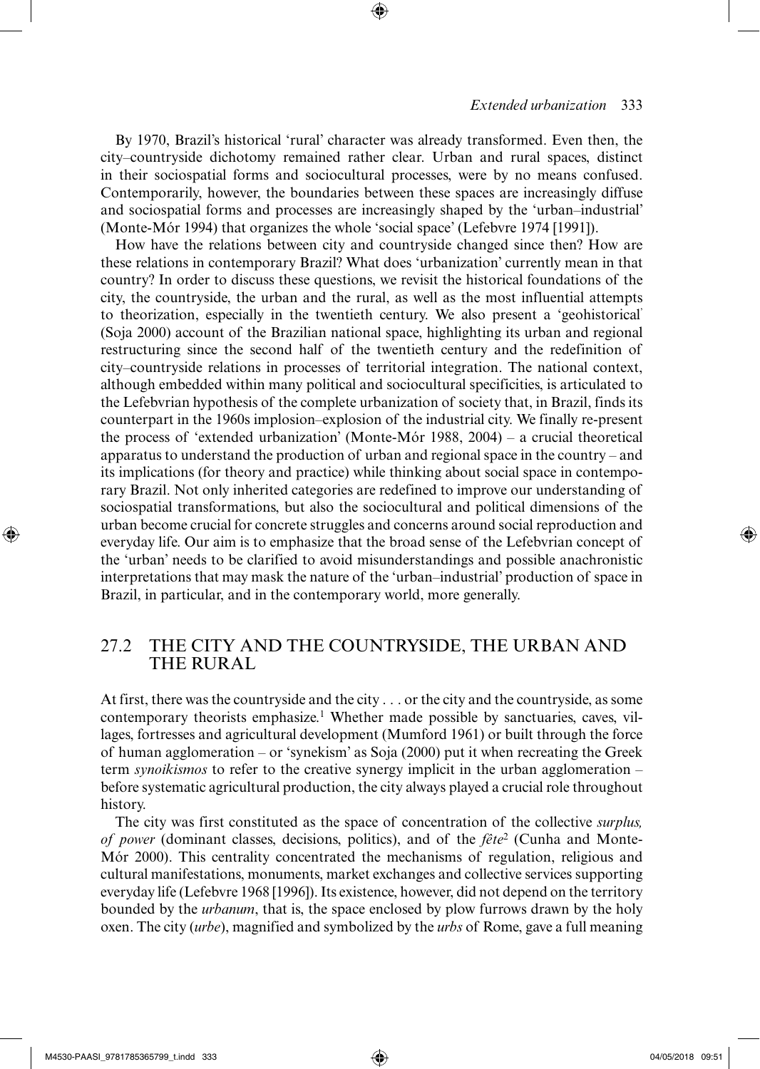By 1970, Brazil's historical 'rural' character was already transformed. Even then, the city–countryside dichotomy remained rather clear. Urban and rural spaces, distinct in their sociospatial forms and sociocultural processes, were by no means confused. Contemporarily, however, the boundaries between these spaces are increasingly diffuse and sociospatial forms and processes are increasingly shaped by the 'urban–industrial' (Monte-Mór 1994) that organizes the whole 'social space' (Lefebvre 1974 [1991]).

How have the relations between city and countryside changed since then? How are these relations in contemporary Brazil? What does 'urbanization' currently mean in that country? In order to discuss these questions, we revisit the historical foundations of the city, the countryside, the urban and the rural, as well as the most influential attempts to theorization, especially in the twentieth century. We also present a 'geohistorical' (Soja 2000) account of the Brazilian national space, highlighting its urban and regional restructuring since the second half of the twentieth century and the redefinition of city–countryside relations in processes of territorial integration. The national context, although embedded within many political and sociocultural specificities, is articulated to the Lefebvrian hypothesis of the complete urbanization of society that, in Brazil, finds its counterpart in the 1960s implosion–explosion of the industrial city. We finally re-present the process of 'extended urbanization' (Monte-Mór 1988, 2004) – a crucial theoretical apparatus to understand the production of urban and regional space in the country – and its implications (for theory and practice) while thinking about social space in contemporary Brazil. Not only inherited categories are redefined to improve our understanding of sociospatial transformations, but also the sociocultural and political dimensions of the urban become crucial for concrete struggles and concerns around social reproduction and everyday life. Our aim is to emphasize that the broad sense of the Lefebvrian concept of the 'urban' needs to be clarified to avoid misunderstandings and possible anachronistic interpretations that may mask the nature of the 'urban–industrial' production of space in Brazil, in particular, and in the contemporary world, more generally.

## 27.2 THE CITY AND THE COUNTRYSIDE, THE URBAN AND THE RURAL

At first, there was the countryside and the city . . . or the city and the countryside, as some contemporary theorists emphasize.[1] Whether made possible by sanctuaries, caves, villages, fortresses and agricultural development (Mumford 1961) or built through the force of human agglomeration – or 'synekism' as Soja (2000) put it when recreating the Greek term *synoikismos* to refer to the creative synergy implicit in the urban agglomeration – before systematic agricultural production, the city always played a crucial role throughout history.

The city was first constituted as the space of concentration of the collective *surplus, of power* (dominant classes, decisions, politics), and of the *fête*[2] (Cunha and Monte-Mór 2000). This centrality concentrated the mechanisms of regulation, religious and cultural manifestations, monuments, market exchanges and collective services supporting everyday life (Lefebvre 1968 [1996]). Its existence, however, did not depend on the territory bounded by the *urbanum*, that is, the space enclosed by plow furrows drawn by the holy oxen. The city (*urbe*), magnified and symbolized by the *urbs* of Rome, gave a full meaning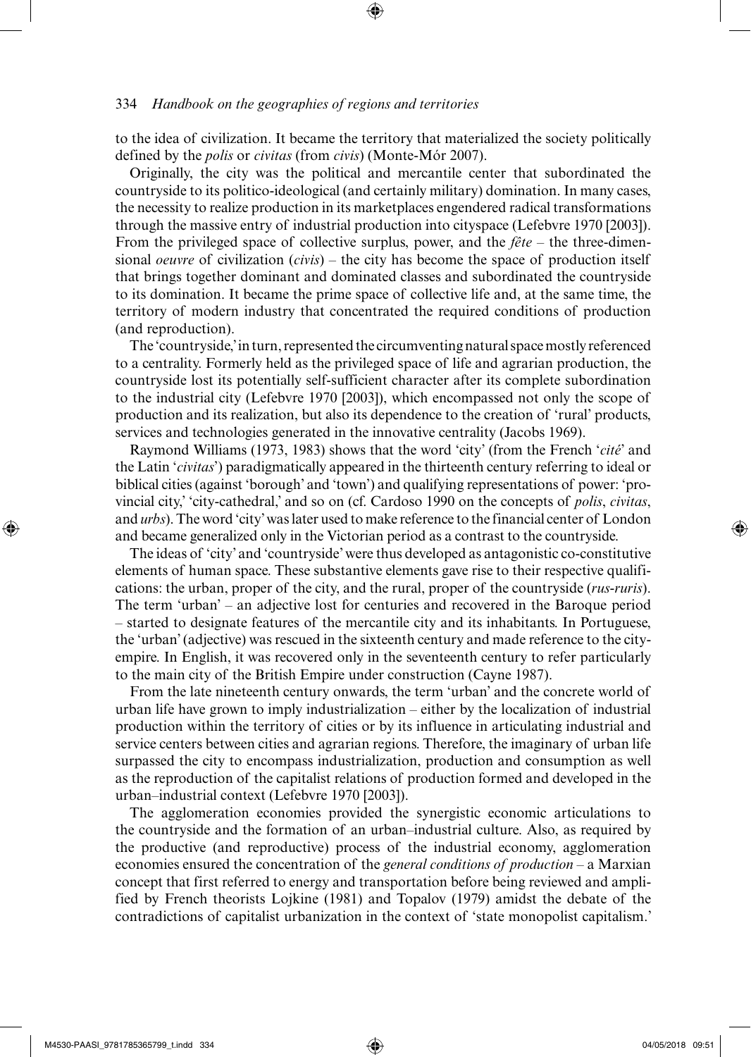to the idea of civilization. It became the territory that materialized the society politically defined by the *polis* or *civitas* (from *civis*) (Monte-Mór 2007).

Originally, the city was the political and mercantile center that subordinated the countryside to its politico-ideological (and certainly military) domination. In many cases, the necessity to realize production in its marketplaces engendered radical transformations through the massive entry of industrial production into cityspace (Lefebvre 1970 [2003]). From the privileged space of collective surplus, power, and the *fête* – the three-dimensional *oeuvre* of civilization (*civis*) – the city has become the space of production itself that brings together dominant and dominated classes and subordinated the countryside to its domination. It became the prime space of collective life and, at the same time, the territory of modern industry that concentrated the required conditions of production (and reproduction).

The 'countryside,' in turn, represented the circumventing natural space mostly referenced to a centrality. Formerly held as the privileged space of life and agrarian production, the countryside lost its potentially self-sufficient character after its complete subordination to the industrial city (Lefebvre 1970 [2003]), which encompassed not only the scope of production and its realization, but also its dependence to the creation of 'rural' products, services and technologies generated in the innovative centrality (Jacobs 1969).

Raymond Williams (1973, 1983) shows that the word 'city' (from the French '*cité*' and the Latin '*civitas*') paradigmatically appeared in the thirteenth century referring to ideal or biblical cities (against 'borough' and 'town') and qualifying representations of power: 'provincial city,' 'city-cathedral,' and so on (cf. Cardoso 1990 on the concepts of *polis*, *civitas*, and *urbs*). The word 'city' was later used to make reference to the financial center of London and became generalized only in the Victorian period as a contrast to the countryside.

The ideas of 'city' and 'countryside' were thus developed as antagonistic co-constitutive elements of human space. These substantive elements gave rise to their respective qualifications: the urban, proper of the city, and the rural, proper of the countryside (*rus-ruris*). The term 'urban' – an adjective lost for centuries and recovered in the Baroque period – started to designate features of the mercantile city and its inhabitants. In Portuguese, the 'urban' (adjective) was rescued in the sixteenth century and made reference to the city-empire. In English, it was recovered only in the seventeenth century to refer particularly to the main city of the British Empire under construction (Cayne 1987).

From the late nineteenth century onwards, the term 'urban' and the concrete world of urban life have grown to imply industrialization – either by the localization of industrial production within the territory of cities or by its influence in articulating industrial and service centers between cities and agrarian regions. Therefore, the imaginary of urban life surpassed the city to encompass industrialization, production and consumption as well as the reproduction of the capitalist relations of production formed and developed in the urban–industrial context (Lefebvre 1970 [2003]).

The agglomeration economies provided the synergistic economic articulations to the countryside and the formation of an urban–industrial culture. Also, as required by the productive (and reproductive) process of the industrial economy, agglomeration economies ensured the concentration of the *general conditions of production* – a Marxian concept that first referred to energy and transportation before being reviewed and amplified by French theorists Lojkine (1981) and Topalov (1979) amidst the debate of the contradictions of capitalist urbanization in the context of 'state monopolist capitalism.'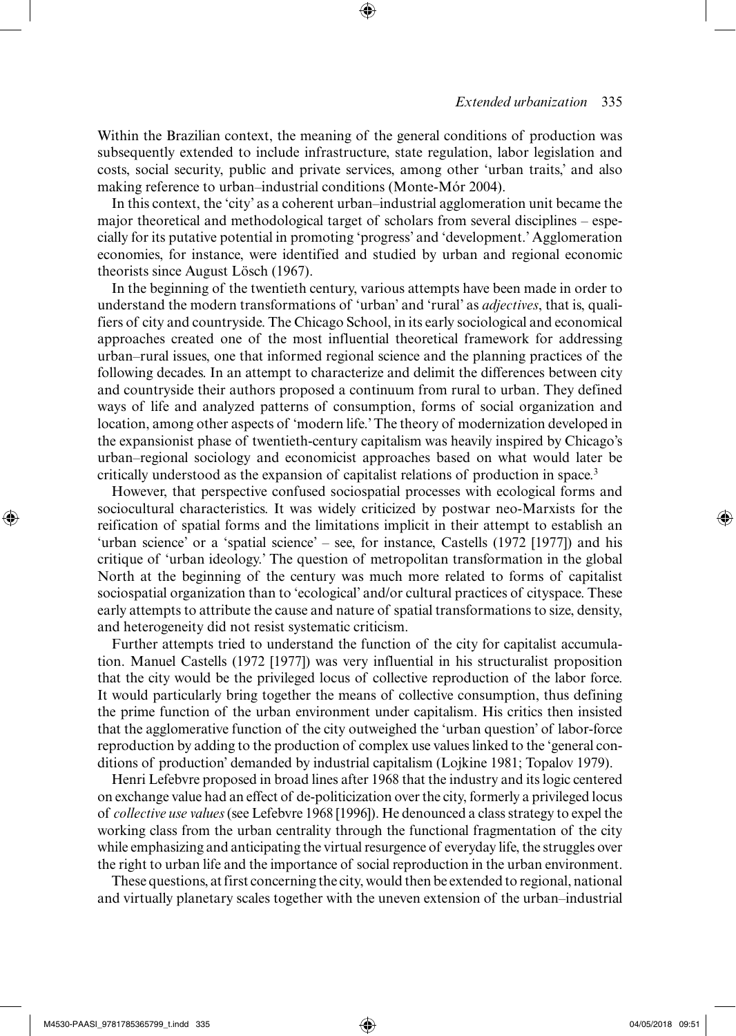Within the Brazilian context, the meaning of the general conditions of production was subsequently extended to include infrastructure, state regulation, labor legislation and costs, social security, public and private services, among other 'urban traits,' and also making reference to urban–industrial conditions (Monte-Mór 2004).

In this context, the 'city' as a coherent urban–industrial agglomeration unit became the major theoretical and methodological target of scholars from several disciplines – especially for its putative potential in promoting 'progress' and 'development.' Agglomeration economies, for instance, were identified and studied by urban and regional economic theorists since August Lösch (1967).

In the beginning of the twentieth century, various attempts have been made in order to understand the modern transformations of 'urban' and 'rural' as *adjectives*, that is, qualifiers of city and countryside. The Chicago School, in its early sociological and economical approaches created one of the most influential theoretical framework for addressing urban–rural issues, one that informed regional science and the planning practices of the following decades. In an attempt to characterize and delimit the differences between city and countryside their authors proposed a continuum from rural to urban. They defined ways of life and analyzed patterns of consumption, forms of social organization and location, among other aspects of 'modern life.' The theory of modernization developed in the expansionist phase of twentieth-century capitalism was heavily inspired by Chicago's urban–regional sociology and economicist approaches based on what would later be critically understood as the expansion of capitalist relations of production in space.[3]

However, that perspective confused sociospatial processes with ecological forms and sociocultural characteristics. It was widely criticized by postwar neo-Marxists for the reification of spatial forms and the limitations implicit in their attempt to establish an 'urban science' or a 'spatial science' – see, for instance, Castells (1972 [1977]) and his critique of 'urban ideology.' The question of metropolitan transformation in the global North at the beginning of the century was much more related to forms of capitalist sociospatial organization than to 'ecological' and/or cultural practices of cityspace. These early attempts to attribute the cause and nature of spatial transformations to size, density, and heterogeneity did not resist systematic criticism.

Further attempts tried to understand the function of the city for capitalist accumulation. Manuel Castells (1972 [1977]) was very influential in his structuralist proposition that the city would be the privileged locus of collective reproduction of the labor force. It would particularly bring together the means of collective consumption, thus defining the prime function of the urban environment under capitalism. His critics then insisted that the agglomerative function of the city outweighed the 'urban question' of labor-force reproduction by adding to the production of complex use values linked to the 'general conditions of production' demanded by industrial capitalism (Lojkine 1981; Topalov 1979).

Henri Lefebvre proposed in broad lines after 1968 that the industry and its logic centered on exchange value had an effect of de-politicization over the city, formerly a privileged locus of *collective use values* (see Lefebvre 1968 [1996]). He denounced a class strategy to expel the working class from the urban centrality through the functional fragmentation of the city while emphasizing and anticipating the virtual resurgence of everyday life, the struggles over the right to urban life and the importance of social reproduction in the urban environment.

These questions, at first concerning the city, would then be extended to regional, national and virtually planetary scales together with the uneven extension of the urban–industrial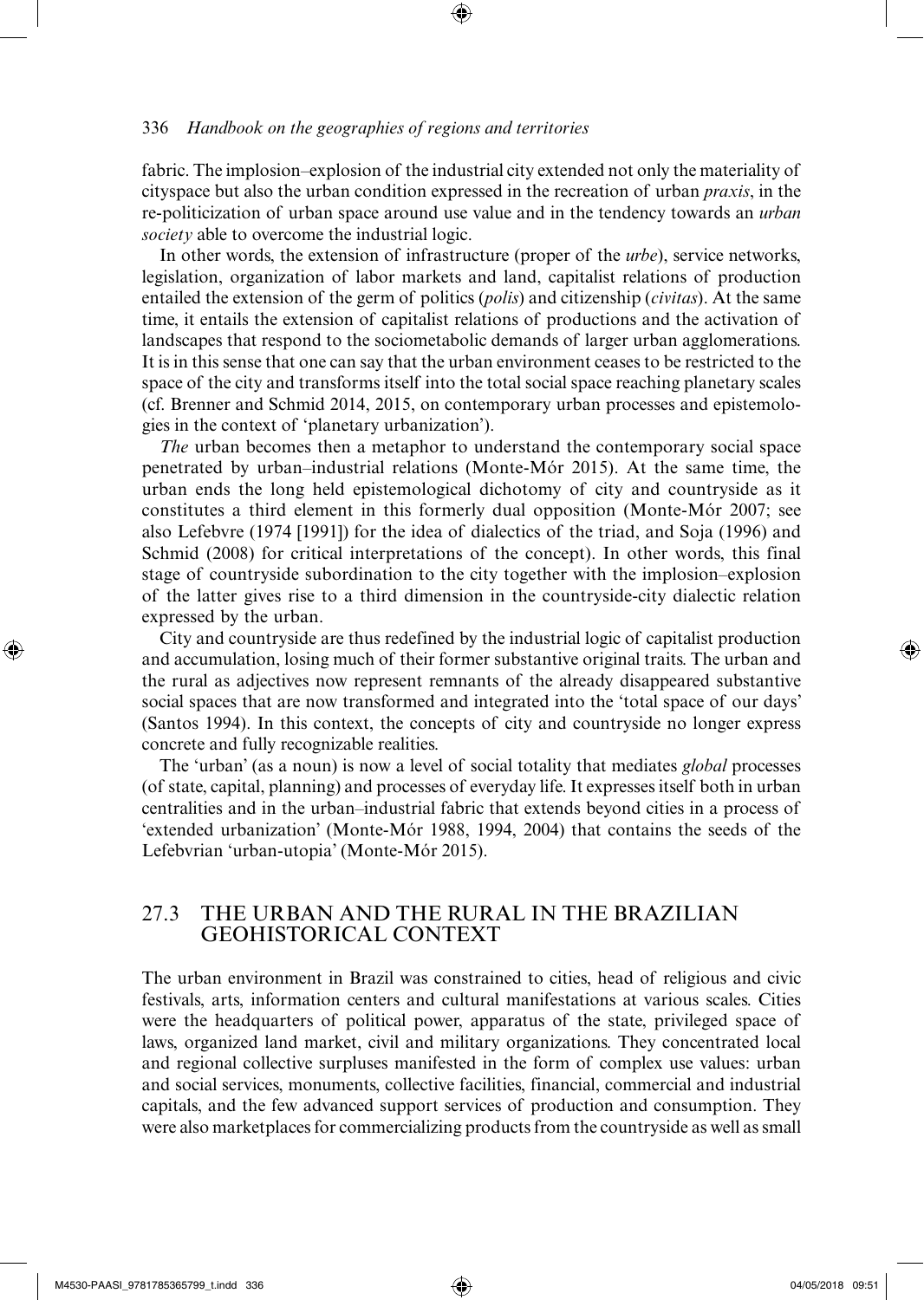fabric. The implosion–explosion of the industrial city extended not only the materiality of cityspace but also the urban condition expressed in the recreation of urban *praxis*, in the re-politicization of urban space around use value and in the tendency towards an *urban society* able to overcome the industrial logic.

In other words, the extension of infrastructure (proper of the *urbe*), service networks, legislation, organization of labor markets and land, capitalist relations of production entailed the extension of the germ of politics (*polis*) and citizenship (*civitas*). At the same time, it entails the extension of capitalist relations of productions and the activation of landscapes that respond to the sociometabolic demands of larger urban agglomerations. It is in this sense that one can say that the urban environment ceases to be restricted to the space of the city and transforms itself into the total social space reaching planetary scales (cf. Brenner and Schmid 2014, 2015, on contemporary urban processes and epistemologies in the context of 'planetary urbanization').

*The* urban becomes then a metaphor to understand the contemporary social space penetrated by urban–industrial relations (Monte-Mór 2015). At the same time, the urban ends the long held epistemological dichotomy of city and countryside as it constitutes a third element in this formerly dual opposition (Monte-Mór 2007; see also Lefebvre (1974 [1991]) for the idea of dialectics of the triad, and Soja (1996) and Schmid (2008) for critical interpretations of the concept). In other words, this final stage of countryside subordination to the city together with the implosion–explosion of the latter gives rise to a third dimension in the countryside-city dialectic relation expressed by the urban.

City and countryside are thus redefined by the industrial logic of capitalist production and accumulation, losing much of their former substantive original traits. The urban and the rural as adjectives now represent remnants of the already disappeared substantive social spaces that are now transformed and integrated into the 'total space of our days' (Santos 1994). In this context, the concepts of city and countryside no longer express concrete and fully recognizable realities.

The 'urban' (as a noun) is now a level of social totality that mediates *global* processes (of state, capital, planning) and processes of everyday life. It expresses itself both in urban centralities and in the urban–industrial fabric that extends beyond cities in a process of 'extended urbanization' (Monte-Mór 1988, 1994, 2004) that contains the seeds of the Lefebvrian 'urban-utopia' (Monte-Mór 2015).

## 27.3 THE URBAN AND THE RURAL IN THE BRAZILIAN GEOHISTORICAL CONTEXT

The urban environment in Brazil was constrained to cities, head of religious and civic festivals, arts, information centers and cultural manifestations at various scales. Cities were the headquarters of political power, apparatus of the state, privileged space of laws, organized land market, civil and military organizations. They concentrated local and regional collective surpluses manifested in the form of complex use values: urban and social services, monuments, collective facilities, financial, commercial and industrial capitals, and the few advanced support services of production and consumption. They were also marketplaces for commercializing products from the countryside as well as small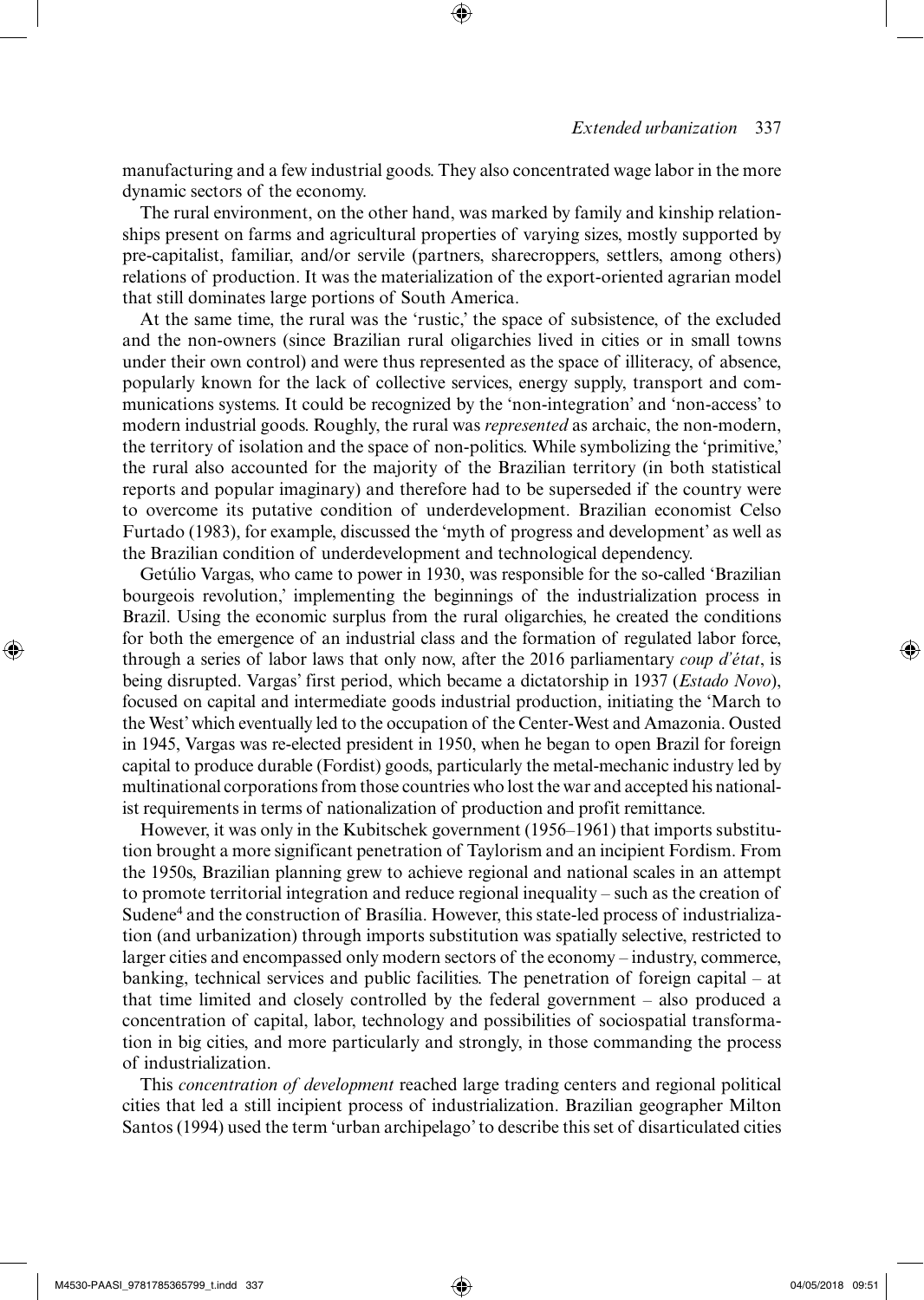manufacturing and a few industrial goods. They also concentrated wage labor in the more dynamic sectors of the economy.

The rural environment, on the other hand, was marked by family and kinship relationships present on farms and agricultural properties of varying sizes, mostly supported by pre-capitalist, familiar, and/or servile (partners, sharecroppers, settlers, among others) relations of production. It was the materialization of the export-oriented agrarian model that still dominates large portions of South America.

At the same time, the rural was the 'rustic,' the space of subsistence, of the excluded and the non-owners (since Brazilian rural oligarchies lived in cities or in small towns under their own control) and were thus represented as the space of illiteracy, of absence, popularly known for the lack of collective services, energy supply, transport and communications systems. It could be recognized by the 'non-integration' and 'non-access' to modern industrial goods. Roughly, the rural was *represented* as archaic, the non-modern, the territory of isolation and the space of non-politics. While symbolizing the 'primitive,' the rural also accounted for the majority of the Brazilian territory (in both statistical reports and popular imaginary) and therefore had to be superseded if the country were to overcome its putative condition of underdevelopment. Brazilian economist Celso Furtado (1983), for example, discussed the 'myth of progress and development' as well as the Brazilian condition of underdevelopment and technological dependency.

Getúlio Vargas, who came to power in 1930, was responsible for the so-called 'Brazilian bourgeois revolution,' implementing the beginnings of the industrialization process in Brazil. Using the economic surplus from the rural oligarchies, he created the conditions for both the emergence of an industrial class and the formation of regulated labor force, through a series of labor laws that only now, after the 2016 parliamentary *coup d'état*, is being disrupted. Vargas' first period, which became a dictatorship in 1937 (*Estado Novo*), focused on capital and intermediate goods industrial production, initiating the 'March to the West' which eventually led to the occupation of the Center-West and Amazonia. Ousted in 1945, Vargas was re-elected president in 1950, when he began to open Brazil for foreign capital to produce durable (Fordist) goods, particularly the metal-mechanic industry led by multinational corporations from those countries who lost the war and accepted his nationalist requirements in terms of nationalization of production and profit remittance.

However, it was only in the Kubitschek government (1956–1961) that imports substitution brought a more significant penetration of Taylorism and an incipient Fordism. From the 1950s, Brazilian planning grew to achieve regional and national scales in an attempt to promote territorial integration and reduce regional inequality – such as the creation of Sudene[4] and the construction of Brasília. However, this state-led process of industrialization (and urbanization) through imports substitution was spatially selective, restricted to larger cities and encompassed only modern sectors of the economy – industry, commerce, banking, technical services and public facilities. The penetration of foreign capital – at that time limited and closely controlled by the federal government – also produced a concentration of capital, labor, technology and possibilities of sociospatial transformation in big cities, and more particularly and strongly, in those commanding the process of industrialization.

This *concentration of development* reached large trading centers and regional political cities that led a still incipient process of industrialization. Brazilian geographer Milton Santos (1994) used the term 'urban archipelago' to describe this set of disarticulated cities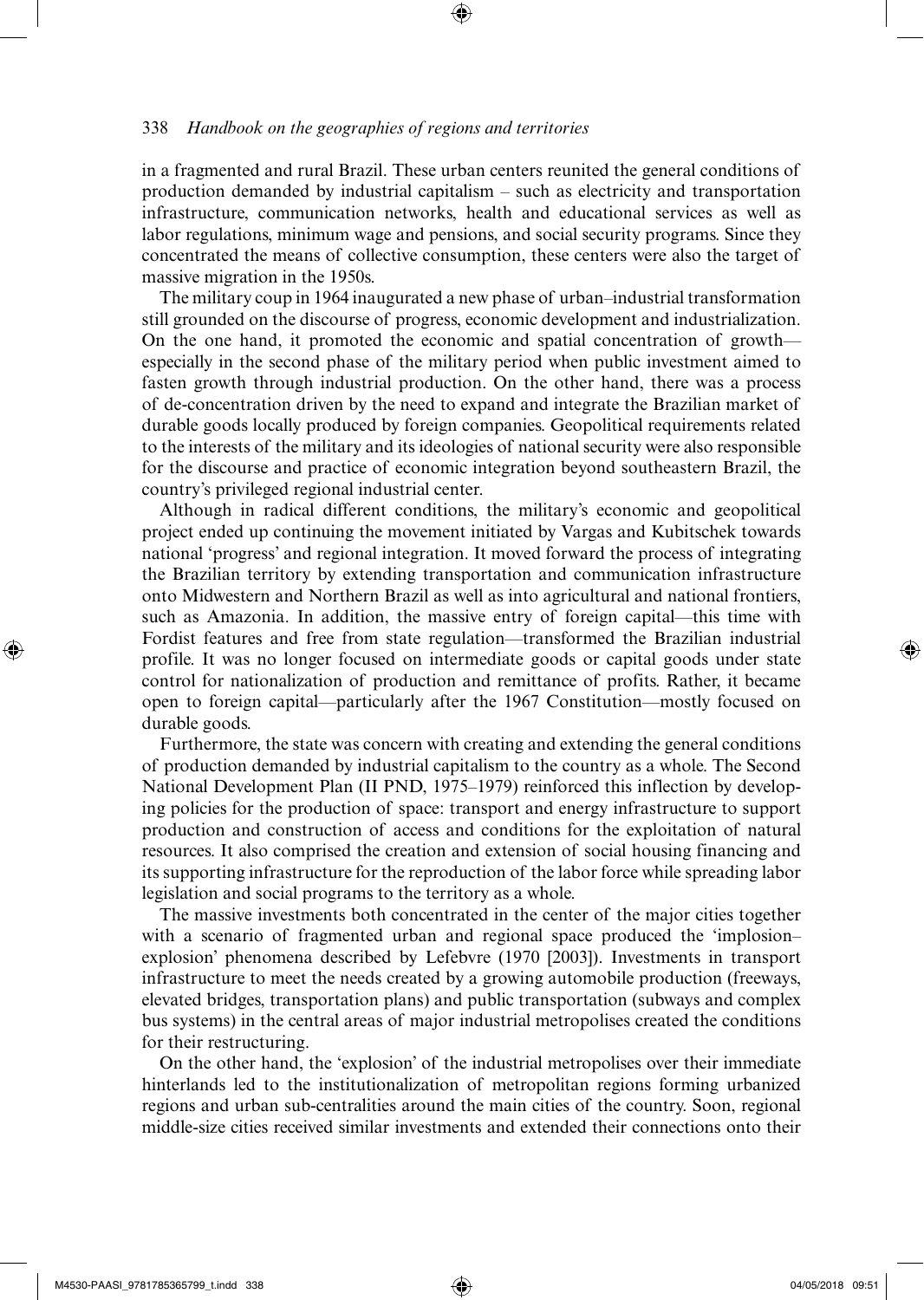in a fragmented and rural Brazil. These urban centers reunited the general conditions of production demanded by industrial capitalism – such as electricity and transportation infrastructure, communication networks, health and educational services as well as labor regulations, minimum wage and pensions, and social security programs. Since they concentrated the means of collective consumption, these centers were also the target of massive migration in the 1950s.

The military coup in 1964 inaugurated a new phase of urban–industrial transformation still grounded on the discourse of progress, economic development and industrialization. On the one hand, it promoted the economic and spatial concentration of growth—especially in the second phase of the military period when public investment aimed to fasten growth through industrial production. On the other hand, there was a process of de-concentration driven by the need to expand and integrate the Brazilian market of durable goods locally produced by foreign companies. Geopolitical requirements related to the interests of the military and its ideologies of national security were also responsible for the discourse and practice of economic integration beyond southeastern Brazil, the country's privileged regional industrial center.

Although in radical different conditions, the military's economic and geopolitical project ended up continuing the movement initiated by Vargas and Kubitschek towards national 'progress' and regional integration. It moved forward the process of integrating the Brazilian territory by extending transportation and communication infrastructure onto Midwestern and Northern Brazil as well as into agricultural and national frontiers, such as Amazonia. In addition, the massive entry of foreign capital—this time with Fordist features and free from state regulation—transformed the Brazilian industrial profile. It was no longer focused on intermediate goods or capital goods under state control for nationalization of production and remittance of profits. Rather, it became open to foreign capital—particularly after the 1967 Constitution—mostly focused on durable goods.

Furthermore, the state was concern with creating and extending the general conditions of production demanded by industrial capitalism to the country as a whole. The Second National Development Plan (II PND, 1975–1979) reinforced this inflection by developing policies for the production of space: transport and energy infrastructure to support production and construction of access and conditions for the exploitation of natural resources. It also comprised the creation and extension of social housing financing and its supporting infrastructure for the reproduction of the labor force while spreading labor legislation and social programs to the territory as a whole.

The massive investments both concentrated in the center of the major cities together with a scenario of fragmented urban and regional space produced the 'implosion–explosion' phenomena described by Lefebvre (1970 [2003]). Investments in transport infrastructure to meet the needs created by a growing automobile production (freeways, elevated bridges, transportation plans) and public transportation (subways and complex bus systems) in the central areas of major industrial metropolises created the conditions for their restructuring.

On the other hand, the 'explosion' of the industrial metropolises over their immediate hinterlands led to the institutionalization of metropolitan regions forming urbanized regions and urban sub-centralities around the main cities of the country. Soon, regional middle-size cities received similar investments and extended their connections onto their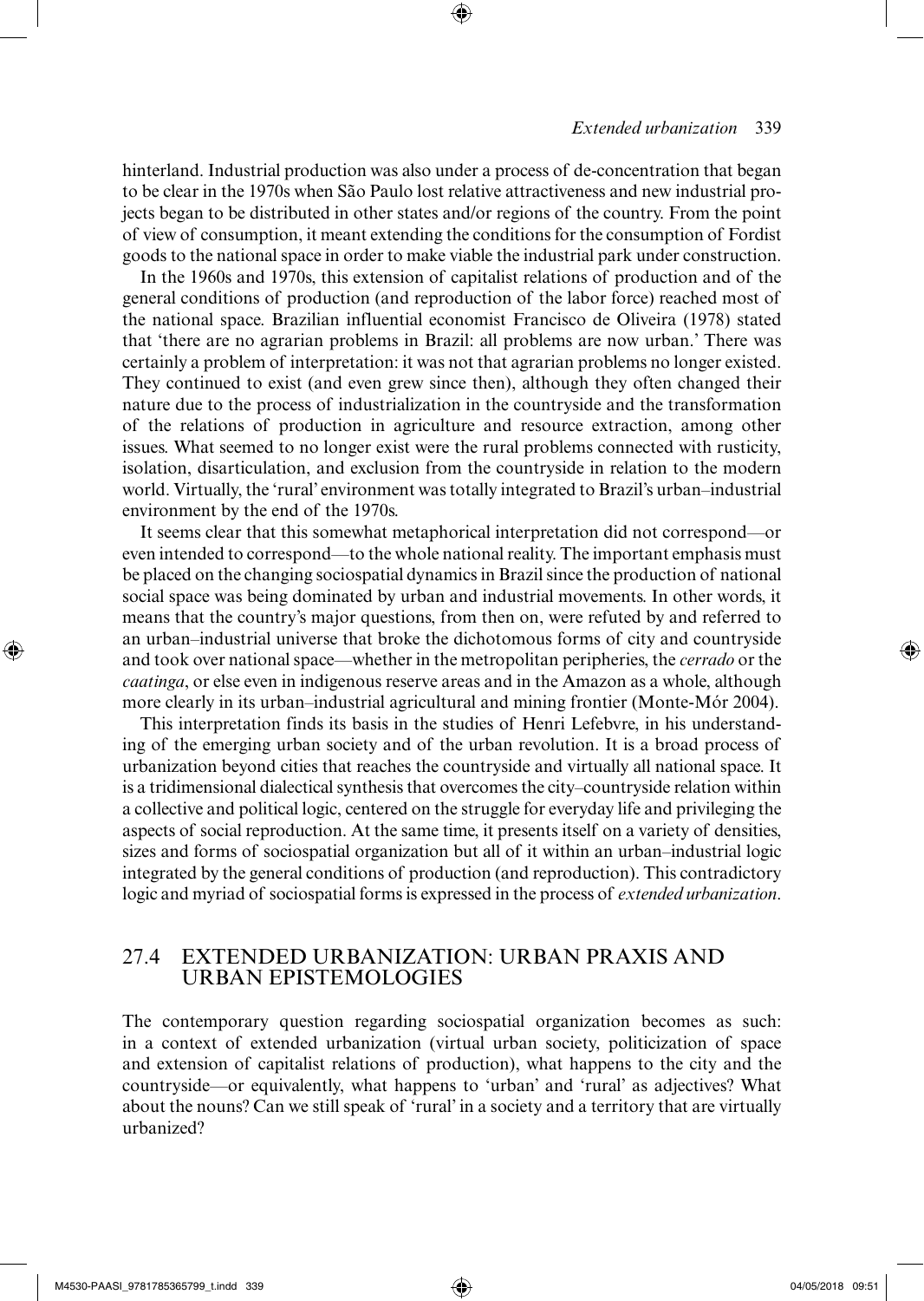hinterland. Industrial production was also under a process of de-concentration that began to be clear in the 1970s when São Paulo lost relative attractiveness and new industrial projects began to be distributed in other states and/or regions of the country. From the point of view of consumption, it meant extending the conditions for the consumption of Fordist goods to the national space in order to make viable the industrial park under construction.

In the 1960s and 1970s, this extension of capitalist relations of production and of the general conditions of production (and reproduction of the labor force) reached most of the national space. Brazilian influential economist Francisco de Oliveira (1978) stated that 'there are no agrarian problems in Brazil: all problems are now urban.' There was certainly a problem of interpretation: it was not that agrarian problems no longer existed. They continued to exist (and even grew since then), although they often changed their nature due to the process of industrialization in the countryside and the transformation of the relations of production in agriculture and resource extraction, among other issues. What seemed to no longer exist were the rural problems connected with rusticity, isolation, disarticulation, and exclusion from the countryside in relation to the modern world. Virtually, the 'rural' environment was totally integrated to Brazil's urban–industrial environment by the end of the 1970s.

It seems clear that this somewhat metaphorical interpretation did not correspond—or even intended to correspond—to the whole national reality. The important emphasis must be placed on the changing sociospatial dynamics in Brazil since the production of national social space was being dominated by urban and industrial movements. In other words, it means that the country's major questions, from then on, were refuted by and referred to an urban–industrial universe that broke the dichotomous forms of city and countryside and took over national space—whether in the metropolitan peripheries, the *cerrado* or the *caatinga*, or else even in indigenous reserve areas and in the Amazon as a whole, although more clearly in its urban–industrial agricultural and mining frontier (Monte-Mór 2004).

This interpretation finds its basis in the studies of Henri Lefebvre, in his understanding of the emerging urban society and of the urban revolution. It is a broad process of urbanization beyond cities that reaches the countryside and virtually all national space. It is a tridimensional dialectical synthesis that overcomes the city–countryside relation within a collective and political logic, centered on the struggle for everyday life and privileging the aspects of social reproduction. At the same time, it presents itself on a variety of densities, sizes and forms of sociospatial organization but all of it within an urban–industrial logic integrated by the general conditions of production (and reproduction). This contradictory logic and myriad of sociospatial forms is expressed in the process of *extended urbanization*.

## 27.4 EXTENDED URBANIZATION: URBAN PRAXIS AND URBAN EPISTEMOLOGIES

The contemporary question regarding sociospatial organization becomes as such: in a context of extended urbanization (virtual urban society, politicization of space and extension of capitalist relations of production), what happens to the city and the countryside—or equivalently, what happens to 'urban' and 'rural' as adjectives? What about the nouns? Can we still speak of 'rural' in a society and a territory that are virtually urbanized?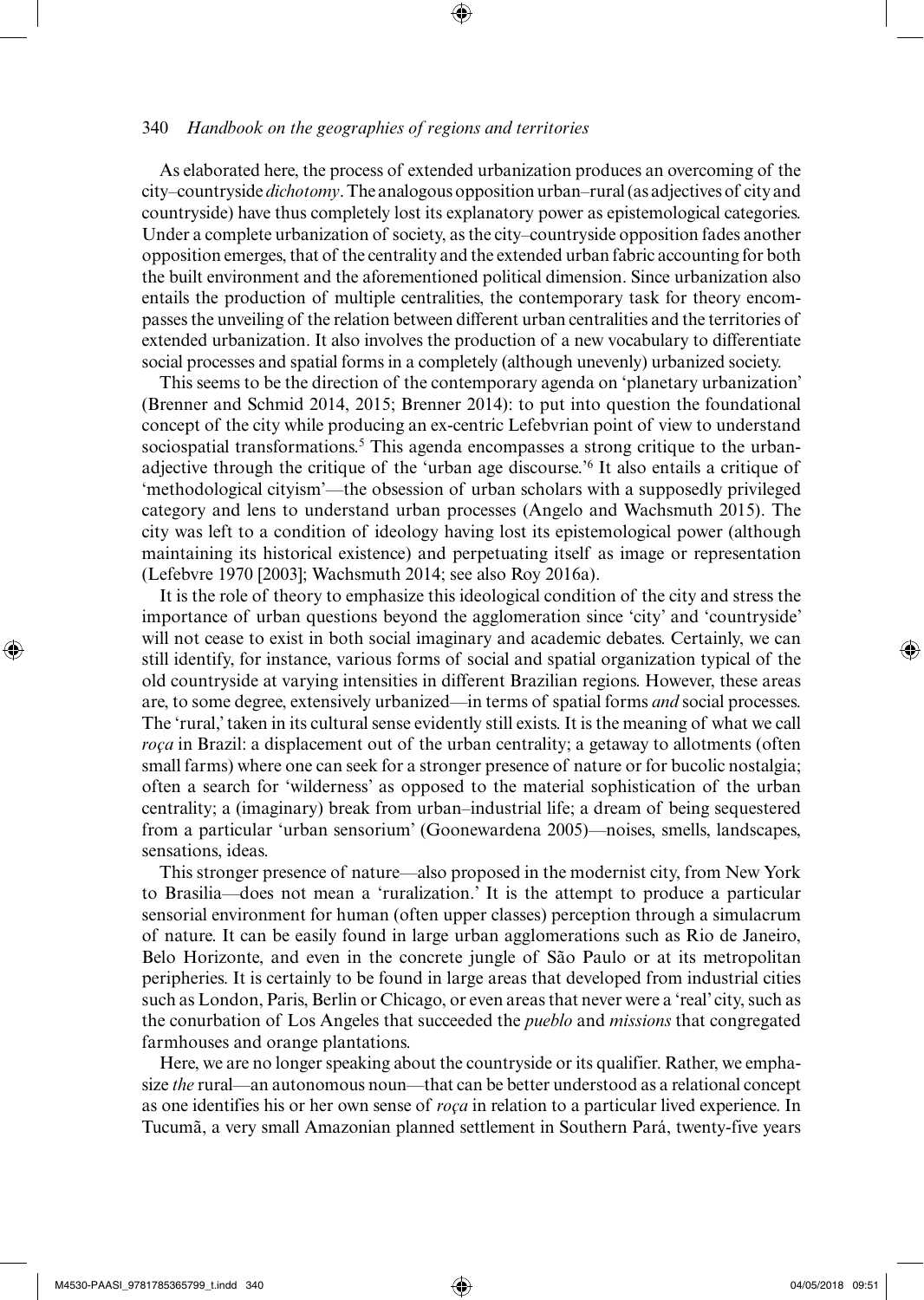As elaborated here, the process of extended urbanization produces an overcoming of the city–countryside *dichotomy*. The analogous opposition urban–rural (as adjectives of city and countryside) have thus completely lost its explanatory power as epistemological categories. Under a complete urbanization of society, as the city–countryside opposition fades another opposition emerges, that of the centrality and the extended urban fabric accounting for both the built environment and the aforementioned political dimension. Since urbanization also entails the production of multiple centralities, the contemporary task for theory encompasses the unveiling of the relation between different urban centralities and the territories of extended urbanization. It also involves the production of a new vocabulary to differentiate social processes and spatial forms in a completely (although unevenly) urbanized society.

This seems to be the direction of the contemporary agenda on 'planetary urbanization' (Brenner and Schmid 2014, 2015; Brenner 2014): to put into question the foundational concept of the city while producing an ex-centric Lefebvrian point of view to understand sociospatial transformations.[5] This agenda encompasses a strong critique to the urban-adjective through the critique of the 'urban age discourse.'[6] It also entails a critique of 'methodological cityism'—the obsession of urban scholars with a supposedly privileged category and lens to understand urban processes (Angelo and Wachsmuth 2015). The city was left to a condition of ideology having lost its epistemological power (although maintaining its historical existence) and perpetuating itself as image or representation (Lefebvre 1970 [2003]; Wachsmuth 2014; see also Roy 2016a).

It is the role of theory to emphasize this ideological condition of the city and stress the importance of urban questions beyond the agglomeration since 'city' and 'countryside' will not cease to exist in both social imaginary and academic debates. Certainly, we can still identify, for instance, various forms of social and spatial organization typical of the old countryside at varying intensities in different Brazilian regions. However, these areas are, to some degree, extensively urbanized—in terms of spatial forms *and* social processes. The 'rural,' taken in its cultural sense evidently still exists. It is the meaning of what we call *roça* in Brazil: a displacement out of the urban centrality; a getaway to allotments (often small farms) where one can seek for a stronger presence of nature or for bucolic nostalgia; often a search for 'wilderness' as opposed to the material sophistication of the urban centrality; a (imaginary) break from urban–industrial life; a dream of being sequestered from a particular 'urban sensorium' (Goonewardena 2005)—noises, smells, landscapes, sensations, ideas.

This stronger presence of nature—also proposed in the modernist city, from New York to Brasilia—does not mean a 'ruralization.' It is the attempt to produce a particular sensorial environment for human (often upper classes) perception through a simulacrum of nature. It can be easily found in large urban agglomerations such as Rio de Janeiro, Belo Horizonte, and even in the concrete jungle of São Paulo or at its metropolitan peripheries. It is certainly to be found in large areas that developed from industrial cities such as London, Paris, Berlin or Chicago, or even areas that never were a 'real' city, such as the conurbation of Los Angeles that succeeded the *pueblo* and *missions* that congregated farmhouses and orange plantations.

Here, we are no longer speaking about the countryside or its qualifier. Rather, we emphasize *the* rural—an autonomous noun—that can be better understood as a relational concept as one identifies his or her own sense of *roça* in relation to a particular lived experience. In Tucumã, a very small Amazonian planned settlement in Southern Pará, twenty-five years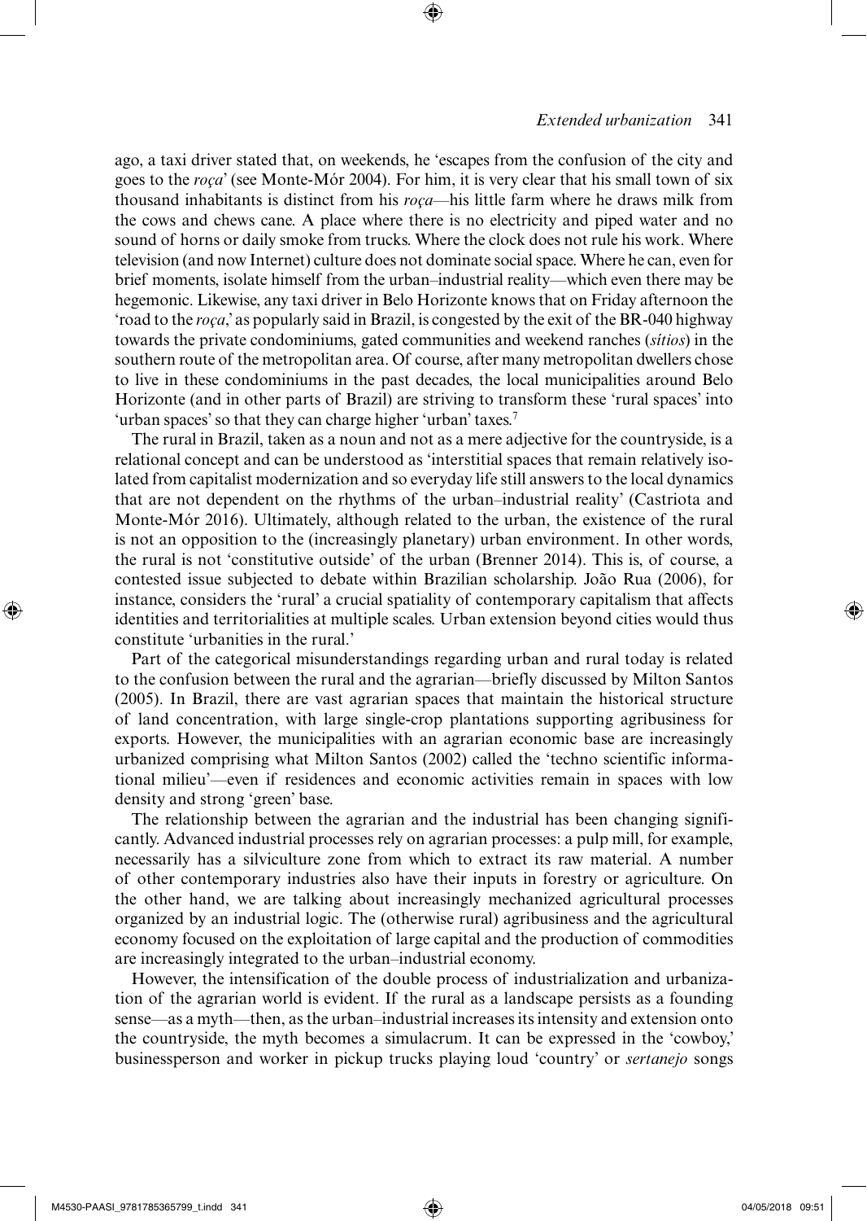ago, a taxi driver stated that, on weekends, he 'escapes from the confusion of the city and goes to the *roça*' (see Monte-Mór 2004). For him, it is very clear that his small town of six thousand inhabitants is distinct from his *roça*—his little farm where he draws milk from the cows and chews cane. A place where there is no electricity and piped water and no sound of horns or daily smoke from trucks. Where the clock does not rule his work. Where television (and now Internet) culture does not dominate social space. Where he can, even for brief moments, isolate himself from the urban–industrial reality—which even there may be hegemonic. Likewise, any taxi driver in Belo Horizonte knows that on Friday afternoon the 'road to the *roça*,' as popularly said in Brazil, is congested by the exit of the BR-040 highway towards the private condominiums, gated communities and weekend ranches (*sítios*) in the southern route of the metropolitan area. Of course, after many metropolitan dwellers chose to live in these condominiums in the past decades, the local municipalities around Belo Horizonte (and in other parts of Brazil) are striving to transform these 'rural spaces' into 'urban spaces' so that they can charge higher 'urban' taxes.[7]

The rural in Brazil, taken as a noun and not as a mere adjective for the countryside, is a relational concept and can be understood as 'interstitial spaces that remain relatively isolated from capitalist modernization and so everyday life still answers to the local dynamics that are not dependent on the rhythms of the urban–industrial reality' (Castriota and Monte-Mór 2016). Ultimately, although related to the urban, the existence of the rural is not an opposition to the (increasingly planetary) urban environment. In other words, the rural is not 'constitutive outside' of the urban (Brenner 2014). This is, of course, a contested issue subjected to debate within Brazilian scholarship. João Rua (2006), for instance, considers the 'rural' a crucial spatiality of contemporary capitalism that affects identities and territorialities at multiple scales. Urban extension beyond cities would thus constitute 'urbanities in the rural.'

Part of the categorical misunderstandings regarding urban and rural today is related to the confusion between the rural and the agrarian—briefly discussed by Milton Santos (2005). In Brazil, there are vast agrarian spaces that maintain the historical structure of land concentration, with large single-crop plantations supporting agribusiness for exports. However, the municipalities with an agrarian economic base are increasingly urbanized comprising what Milton Santos (2002) called the 'techno scientific informational milieu'—even if residences and economic activities remain in spaces with low density and strong 'green' base.

The relationship between the agrarian and the industrial has been changing significantly. Advanced industrial processes rely on agrarian processes: a pulp mill, for example, necessarily has a silviculture zone from which to extract its raw material. A number of other contemporary industries also have their inputs in forestry or agriculture. On the other hand, we are talking about increasingly mechanized agricultural processes organized by an industrial logic. The (otherwise rural) agribusiness and the agricultural economy focused on the exploitation of large capital and the production of commodities are increasingly integrated to the urban–industrial economy.

However, the intensification of the double process of industrialization and urbanization of the agrarian world is evident. If the rural as a landscape persists as a founding sense—as a myth—then, as the urban–industrial increases its intensity and extension onto the countryside, the myth becomes a simulacrum. It can be expressed in the 'cowboy,' businessperson and worker in pickup trucks playing loud 'country' or *sertanejo* songs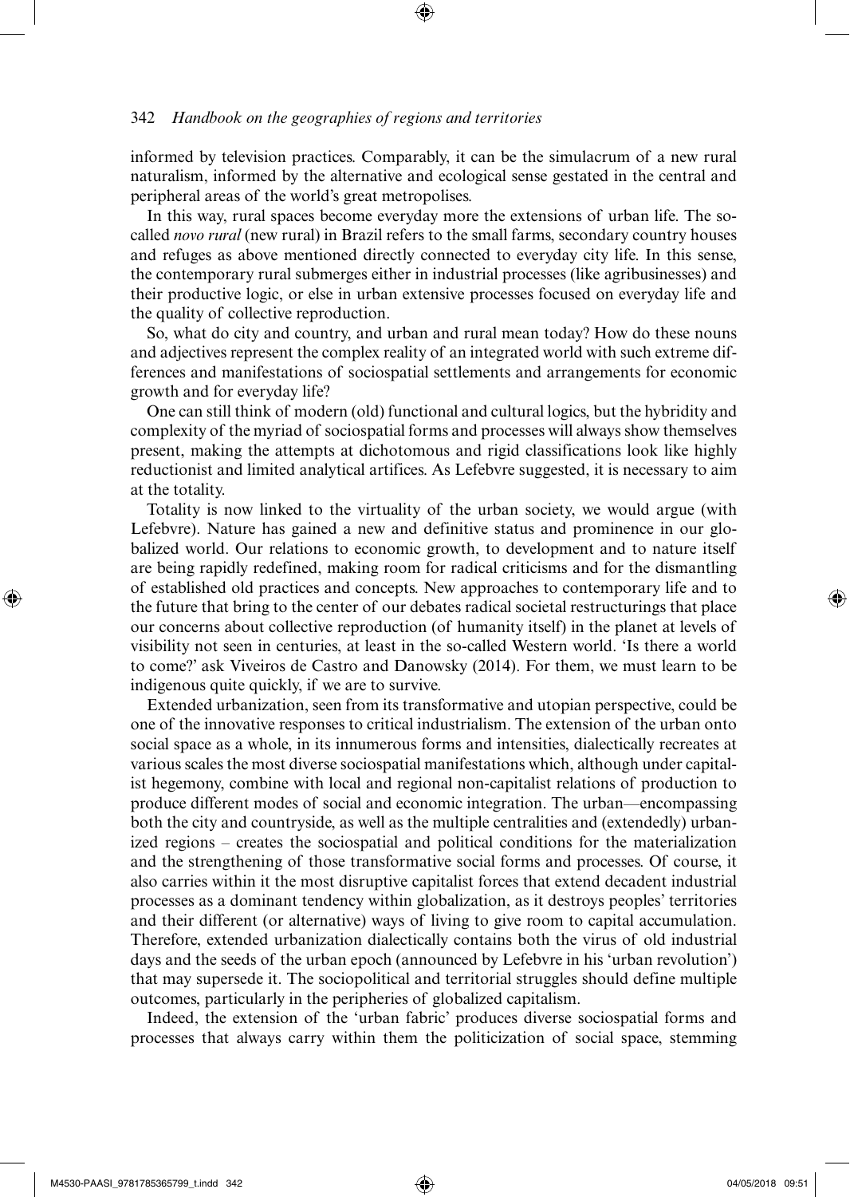informed by television practices. Comparably, it can be the simulacrum of a new rural naturalism, informed by the alternative and ecological sense gestated in the central and peripheral areas of the world's great metropolises.

In this way, rural spaces become everyday more the extensions of urban life. The so-called *novo rural* (new rural) in Brazil refers to the small farms, secondary country houses and refuges as above mentioned directly connected to everyday city life. In this sense, the contemporary rural submerges either in industrial processes (like agribusinesses) and their productive logic, or else in urban extensive processes focused on everyday life and the quality of collective reproduction.

So, what do city and country, and urban and rural mean today? How do these nouns and adjectives represent the complex reality of an integrated world with such extreme differences and manifestations of sociospatial settlements and arrangements for economic growth and for everyday life?

One can still think of modern (old) functional and cultural logics, but the hybridity and complexity of the myriad of sociospatial forms and processes will always show themselves present, making the attempts at dichotomous and rigid classifications look like highly reductionist and limited analytical artifices. As Lefebvre suggested, it is necessary to aim at the totality.

Totality is now linked to the virtuality of the urban society, we would argue (with Lefebvre). Nature has gained a new and definitive status and prominence in our globalized world. Our relations to economic growth, to development and to nature itself are being rapidly redefined, making room for radical criticisms and for the dismantling of established old practices and concepts. New approaches to contemporary life and to the future that bring to the center of our debates radical societal restructurings that place our concerns about collective reproduction (of humanity itself) in the planet at levels of visibility not seen in centuries, at least in the so-called Western world. 'Is there a world to come?' ask Viveiros de Castro and Danowsky (2014). For them, we must learn to be indigenous quite quickly, if we are to survive.

Extended urbanization, seen from its transformative and utopian perspective, could be one of the innovative responses to critical industrialism. The extension of the urban onto social space as a whole, in its innumerous forms and intensities, dialectically recreates at various scales the most diverse sociospatial manifestations which, although under capitalist hegemony, combine with local and regional non-capitalist relations of production to produce different modes of social and economic integration. The urban—encompassing both the city and countryside, as well as the multiple centralities and (extendedly) urbanized regions – creates the sociospatial and political conditions for the materialization and the strengthening of those transformative social forms and processes. Of course, it also carries within it the most disruptive capitalist forces that extend decadent industrial processes as a dominant tendency within globalization, as it destroys peoples' territories and their different (or alternative) ways of living to give room to capital accumulation. Therefore, extended urbanization dialectically contains both the virus of old industrial days and the seeds of the urban epoch (announced by Lefebvre in his 'urban revolution') that may supersede it. The sociopolitical and territorial struggles should define multiple outcomes, particularly in the peripheries of globalized capitalism.

Indeed, the extension of the 'urban fabric' produces diverse sociospatial forms and processes that always carry within them the politicization of social space, stemming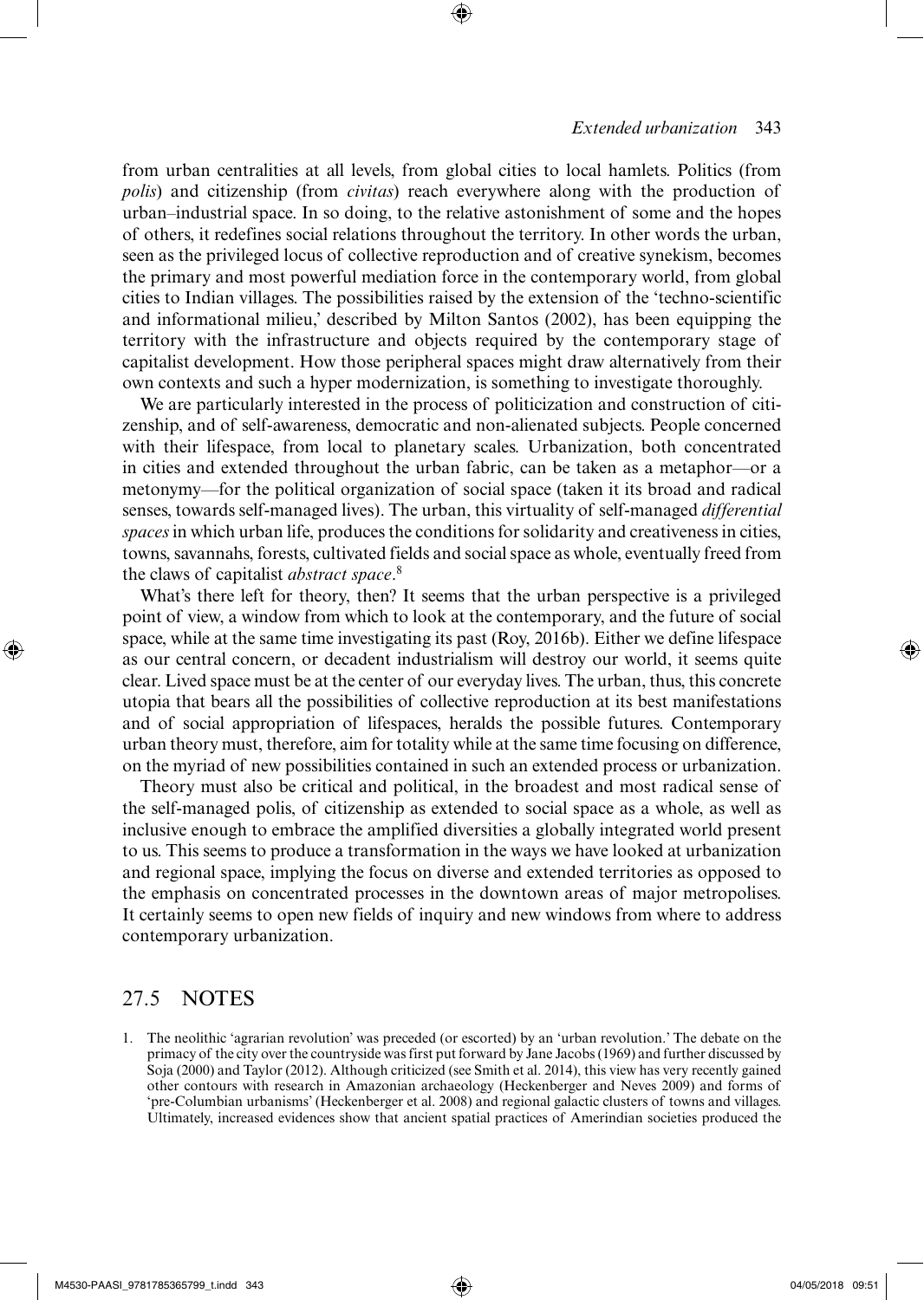from urban centralities at all levels, from global cities to local hamlets. Politics (from *polis*) and citizenship (from *civitas*) reach everywhere along with the production of urban–industrial space. In so doing, to the relative astonishment of some and the hopes of others, it redefines social relations throughout the territory. In other words the urban, seen as the privileged locus of collective reproduction and of creative synekism, becomes the primary and most powerful mediation force in the contemporary world, from global cities to Indian villages. The possibilities raised by the extension of the 'techno-scientific and informational milieu,' described by Milton Santos (2002), has been equipping the territory with the infrastructure and objects required by the contemporary stage of capitalist development. How those peripheral spaces might draw alternatively from their own contexts and such a hyper modernization, is something to investigate thoroughly.

We are particularly interested in the process of politicization and construction of citizenship, and of self-awareness, democratic and non-alienated subjects. People concerned with their lifespace, from local to planetary scales. Urbanization, both concentrated in cities and extended throughout the urban fabric, can be taken as a metaphor—or a metonymy—for the political organization of social space (taken it its broad and radical senses, towards self-managed lives). The urban, this virtuality of self-managed *differential spaces* in which urban life, produces the conditions for solidarity and creativeness in cities, towns, savannahs, forests, cultivated fields and social space as whole, eventually freed from the claws of capitalist *abstract space*.[8]

What's there left for theory, then? It seems that the urban perspective is a privileged point of view, a window from which to look at the contemporary, and the future of social space, while at the same time investigating its past (Roy, 2016b). Either we define lifespace as our central concern, or decadent industrialism will destroy our world, it seems quite clear. Lived space must be at the center of our everyday lives. The urban, thus, this concrete utopia that bears all the possibilities of collective reproduction at its best manifestations and of social appropriation of lifespaces, heralds the possible futures. Contemporary urban theory must, therefore, aim for totality while at the same time focusing on difference, on the myriad of new possibilities contained in such an extended process or urbanization.

Theory must also be critical and political, in the broadest and most radical sense of the self-managed polis, of citizenship as extended to social space as a whole, as well as inclusive enough to embrace the amplified diversities a globally integrated world present to us. This seems to produce a transformation in the ways we have looked at urbanization and regional space, implying the focus on diverse and extended territories as opposed to the emphasis on concentrated processes in the downtown areas of major metropolises. It certainly seems to open new fields of inquiry and new windows from where to address contemporary urbanization.

## 27.5 NOTES

1. The neolithic 'agrarian revolution' was preceded (or escorted) by an 'urban revolution.' The debate on the primacy of the city over the countryside was first put forward by Jane Jacobs (1969) and further discussed by Soja (2000) and Taylor (2012). Although criticized (see Smith et al. 2014), this view has very recently gained other contours with research in Amazonian archaeology (Heckenberger and Neves 2009) and forms of 'pre-Columbian urbanisms' (Heckenberger et al. 2008) and regional galactic clusters of towns and villages. Ultimately, increased evidences show that ancient spatial practices of Amerindian societies produced the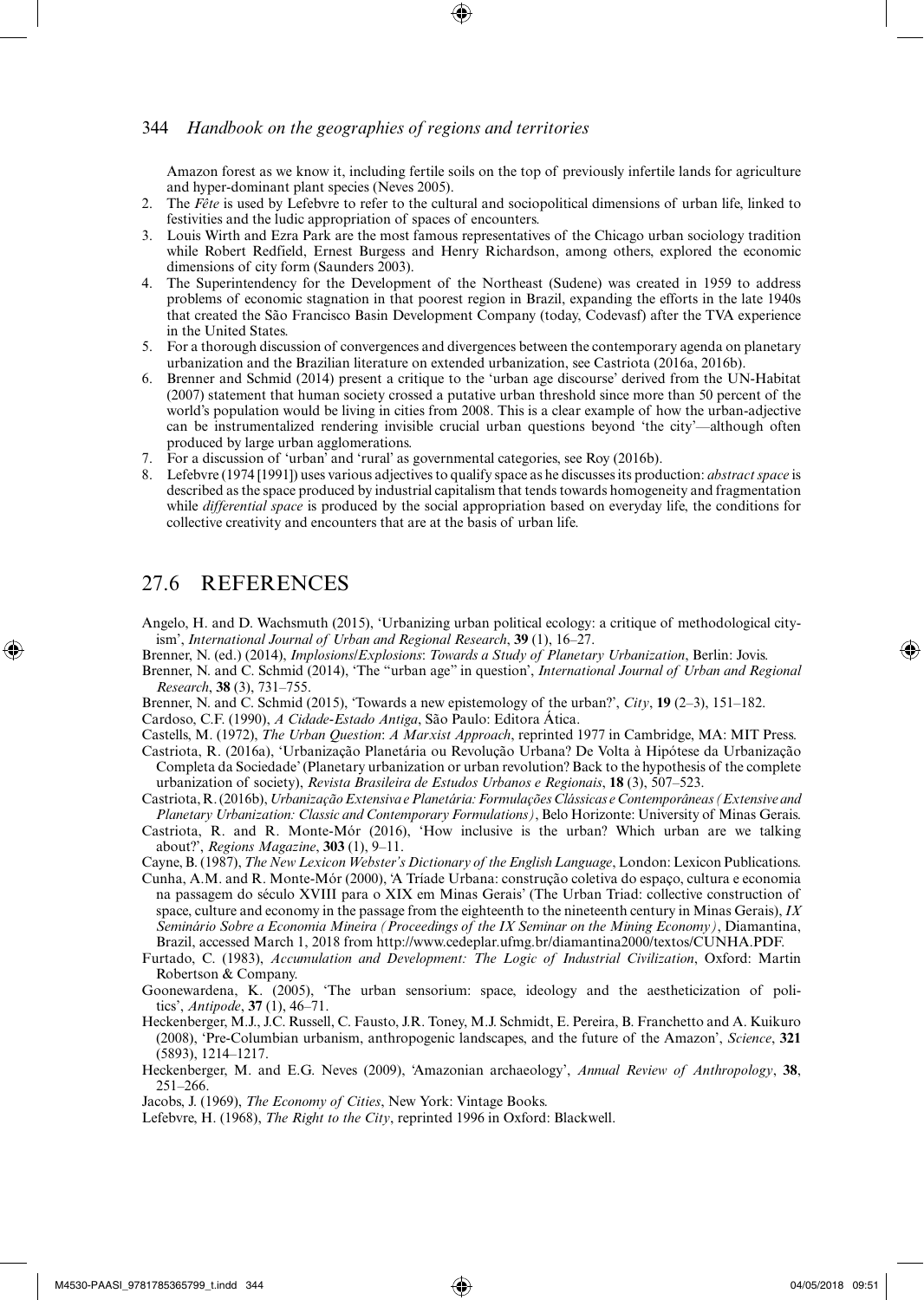Amazon forest as we know it, including fertile soils on the top of previously infertile lands for agriculture and hyper-dominant plant species (Neves 2005).

2. The *Fête* is used by Lefebvre to refer to the cultural and sociopolitical dimensions of urban life, linked to festivities and the ludic appropriation of spaces of encounters.
3. Louis Wirth and Ezra Park are the most famous representatives of the Chicago urban sociology tradition while Robert Redfield, Ernest Burgess and Henry Richardson, among others, explored the economic dimensions of city form (Saunders 2003).
4. The Superintendency for the Development of the Northeast (Sudene) was created in 1959 to address problems of economic stagnation in that poorest region in Brazil, expanding the efforts in the late 1940s that created the São Francisco Basin Development Company (today, Codevasf) after the TVA experience in the United States.
5. For a thorough discussion of convergences and divergences between the contemporary agenda on planetary urbanization and the Brazilian literature on extended urbanization, see Castriota (2016a, 2016b).
6. Brenner and Schmid (2014) present a critique to the 'urban age discourse' derived from the UN-Habitat (2007) statement that human society crossed a putative urban threshold since more than 50 percent of the world's population would be living in cities from 2008. This is a clear example of how the urban-adjective can be instrumentalized rendering invisible crucial urban questions beyond 'the city'—although often produced by large urban agglomerations.
7. For a discussion of 'urban' and 'rural' as governmental categories, see Roy (2016b).
8. Lefebvre (1974 [1991]) uses various adjectives to qualify space as he discusses its production: *abstract space* is described as the space produced by industrial capitalism that tends towards homogeneity and fragmentation while *differential space* is produced by the social appropriation based on everyday life, the conditions for collective creativity and encounters that are at the basis of urban life.

## 27.6 REFERENCES

Angelo, H. and D. Wachsmuth (2015), 'Urbanizing urban political ecology: a critique of methodological cityism', *International Journal of Urban and Regional Research*, **39** (1), 16–27.

Brenner, N. (ed.) (2014), *Implosions/Explosions*: *Towards a Study of Planetary Urbanization*, Berlin: Jovis.

Brenner, N. and C. Schmid (2014), 'The "urban age" in question', *International Journal of Urban and Regional Research*, **38** (3), 731–755.

Brenner, N. and C. Schmid (2015), 'Towards a new epistemology of the urban?', *City*, **19** (2–3), 151–182.

Cardoso, C.F. (1990), *A Cidade-Estado Antiga*, São Paulo: Editora Ática.

Castells, M. (1972), *The Urban Question*: *A Marxist Approach*, reprinted 1977 in Cambridge, MA: MIT Press.

Castriota, R. (2016a), 'Urbanização Planetária ou Revolução Urbana? De Volta à Hipótese da Urbanização Completa da Sociedade' (Planetary urbanization or urban revolution? Back to the hypothesis of the complete urbanization of society), *Revista Brasileira de Estudos Urbanos e Regionais*, **18** (3), 507–523.

Castriota, R. (2016b), *Urbanização Extensiva e Planetária: Formulações Clássicas e Contemporâneas (Extensive and Planetary Urbanization: Classic and Contemporary Formulations)*, Belo Horizonte: University of Minas Gerais.

Castriota, R. and R. Monte-Mór (2016), 'How inclusive is the urban? Which urban are we talking about?', *Regions Magazine*, **303** (1), 9–11.

Cayne, B. (1987), *The New Lexicon Webster's Dictionary of the English Language*, London: Lexicon Publications.

Cunha, A.M. and R. Monte-Mór (2000), 'A Tríade Urbana: construção coletiva do espaço, cultura e economia na passagem do século XVIII para o XIX em Minas Gerais' (The Urban Triad: collective construction of space, culture and economy in the passage from the eighteenth to the nineteenth century in Minas Gerais), *IX Seminário Sobre a Economia Mineira (Proceedings of the IX Seminar on the Mining Economy)*, Diamantina, Brazil, accessed March 1, 2018 from http://www.cedeplar.ufmg.br/diamantina2000/textos/CUNHA.PDF.

Furtado, C. (1983), *Accumulation and Development: The Logic of Industrial Civilization*, Oxford: Martin Robertson & Company.

Goonewardena, K. (2005), 'The urban sensorium: space, ideology and the aestheticization of politics', *Antipode*, **37** (1), 46–71.

Heckenberger, M.J., J.C. Russell, C. Fausto, J.R. Toney, M.J. Schmidt, E. Pereira, B. Franchetto and A. Kuikuro (2008), 'Pre-Columbian urbanism, anthropogenic landscapes, and the future of the Amazon', *Science*, **321** (5893), 1214–1217.

Heckenberger, M. and E.G. Neves (2009), 'Amazonian archaeology', *Annual Review of Anthropology*, **38**, 251–266.

Jacobs, J. (1969), *The Economy of Cities*, New York: Vintage Books.

Lefebvre, H. (1968), *The Right to the City*, reprinted 1996 in Oxford: Blackwell.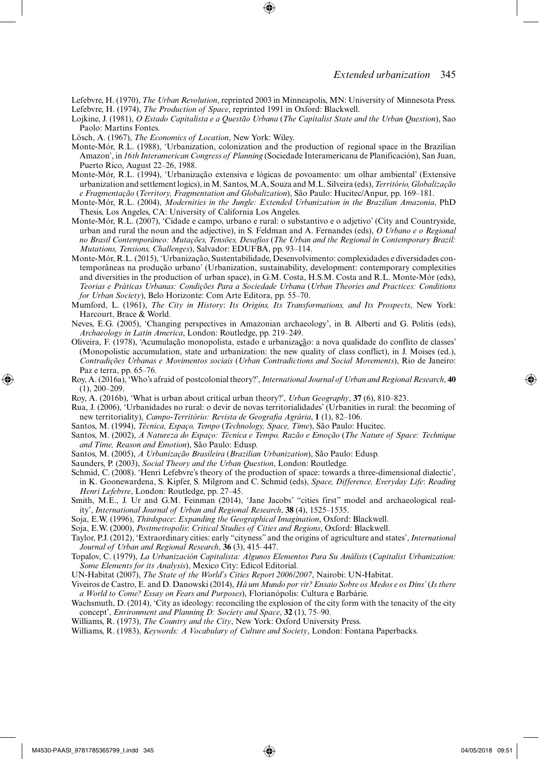Lefebvre, H. (1970), *The Urban Revolution*, reprinted 2003 in Minneapolis, MN: University of Minnesota Press.

Lefebvre, H. (1974), *The Production of Space*, reprinted 1991 in Oxford: Blackwell.

Lojkine, J. (1981), *O Estado Capitalista e a Questão Urbana* (*The Capitalist State and the Urban Question*), Sao Paolo: Martins Fontes.

Lösch, A. (1967), *The Economics of Location*, New York: Wiley.

Monte-Mór, R.L. (1988), 'Urbanization, colonization and the production of regional space in the Brazilian Amazon', in *16th Interamerican Congress of Planning* (Sociedade Interamericana de Planificación), San Juan, Puerto Rico, August 22–26, 1988.

Monte-Mór, R.L. (1994), 'Urbanização extensiva e lógicas de povoamento: um olhar ambiental' (Extensive urbanization and settlement logics), in M. Santos, M.A, Souza and M.L. Silveira (eds), *Território, Globalização e Fragmentação* (*Territory, Fragmentation and Globalization*), São Paulo: Hucitec/Anpur, pp. 169–181.

Monte-Mór, R.L. (2004), *Modernities in the Jungle: Extended Urbanization in the Brazilian Amazonia*, PhD Thesis, Los Angeles, CA: University of California Los Angeles.

Monte-Mór, R.L. (2007), 'Cidade e campo, urbano e rural: o substantivo e o adjetivo' (City and Countryside, urban and rural the noun and the adjective), in S. Feldman and A. Fernandes (eds), *O Urbano e o Regional no Brasil Contemporâneo: Mutações, Tensões, Desafios* (*The Urban and the Regional in Contemporary Brazil: Mutations, Tensions, Challenges*), Salvador: EDUFBA, pp. 93–114.

Monte-Mór, R.L. (2015), 'Urbanização, Sustentabilidade, Desenvolvimento: complexidades e diversidades contemporâneas na produção urbano' (Urbanization, sustainability, development: contemporary complexities and diversities in the production of urban space), in G.M. Costa, H.S.M. Costa and R.L. Monte-Mór (eds), *Teorias e Práticas Urbanas: Condições Para a Sociedade Urbana* (*Urban Theories and Practices: Conditions for Urban Society*), Belo Horizonte: Com Arte Editora, pp. 55–70.

Mumford, L. (1961), *The City in History*: *Its Origins, Its Transformations, and Its Prospects*, New York: Harcourt, Brace & World.

Neves, E.G. (2005), 'Changing perspectives in Amazonian archaeology', in B. Alberti and G. Politis (eds), *Archaeology in Latin America*, London: Routledge, pp. 219–249.

Oliveira, F. (1978), 'Acumulação monopolista, estado e urbanização: a nova qualidade do conflito de classes' (Monopolistic accumulation, state and urbanization: the new quality of class conflict), in J. Moises (ed.), *Contradições Urbanas e Movimentos sociais* (*Urban Contradictions and Social Movements*), Rio de Janeiro: Paz e terra, pp. 65–76.

Roy, A. (2016a), 'Who's afraid of postcolonial theory?', *International Journal of Urban and Regional Research*, **40** (1), 200–209.

Roy, A. (2016b), 'What is urban about critical urban theory?', *Urban Geography*, **37** (6), 810–823.

Rua, J. (2006), 'Urbanidades no rural: o devir de novas territorialidades' (Urbanities in rural: the becoming of new territoriality), *Campo-Território: Revista de Geografia Agrária*, **1** (1), 82–106.

Santos, M. (1994), *Técnica, Espaço, Tempo* (*Technology, Space, Time*), São Paulo: Hucitec.

Santos, M. (2002), *A Natureza do Espaço: Técnica e Tempo, Razão e Emoção* (*The Nature of Space: Technique and Time, Reason and Emotion*), São Paulo: Edusp.

Santos, M. (2005), *A Urbanização Brasileira* (*Brazilian Urbanization*), São Paulo: Edusp.

Saunders, P. (2003), *Social Theory and the Urban Question*, London: Routledge.

Schmid, C. (2008). 'Henri Lefebvre's theory of the production of space: towards a three-dimensional dialectic', in K. Goonewardena, S. Kipfer, S. Milgrom and C. Schmid (eds), *Space, Difference, Everyday Life*: *Reading Henri Lefebvre*, London: Routledge, pp. 27–45.

Smith, M.E., J. Ur and G.M. Feinman (2014), 'Jane Jacobs' "cities first" model and archaeological reality', *International Journal of Urban and Regional Research*, **38** (4), 1525–1535.

Soja, E.W. (1996), *Thirdspace*: *Expanding the Geographical Imagination*, Oxford: Blackwell.

Soja, E.W. (2000), *Postmetropolis*: *Critical Studies of Cities and Regions*, Oxford: Blackwell.

Taylor, P.J. (2012), 'Extraordinary cities: early "cityness" and the origins of agriculture and states', *International Journal of Urban and Regional Research*, **36** (3), 415–447.

Topalov, C. (1979), *La Urbanización Capitalista: Algunos Elementos Para Su Análisis* (*Capitalist Urbanization: Some Elements for its Analysis*), Mexico City: Edicol Editorial.

UN-Habitat (2007), *The State of the World's Cities Report 2006/2007*, Nairobi: UN-Habitat.

Viveiros de Castro, E. and D. Danowski (2014), *Há um Mundo por vir? Ensaio Sobre os Medos e os Dins'* (*Is there a World to Come? Essay on Fears and Purposes*), Florianópolis: Cultura e Barbárie.

Wachsmuth, D. (2014), 'City as ideology: reconciling the explosion of the city form with the tenacity of the city concept', *Environment and Planning D: Society and Space*, **32** (1), 75–90.

Williams, R. (1973), *The Country and the City*, New York: Oxford University Press.

Williams, R. (1983), *Keywords: A Vocabulary of Culture and Society*, London: Fontana Paperbacks.